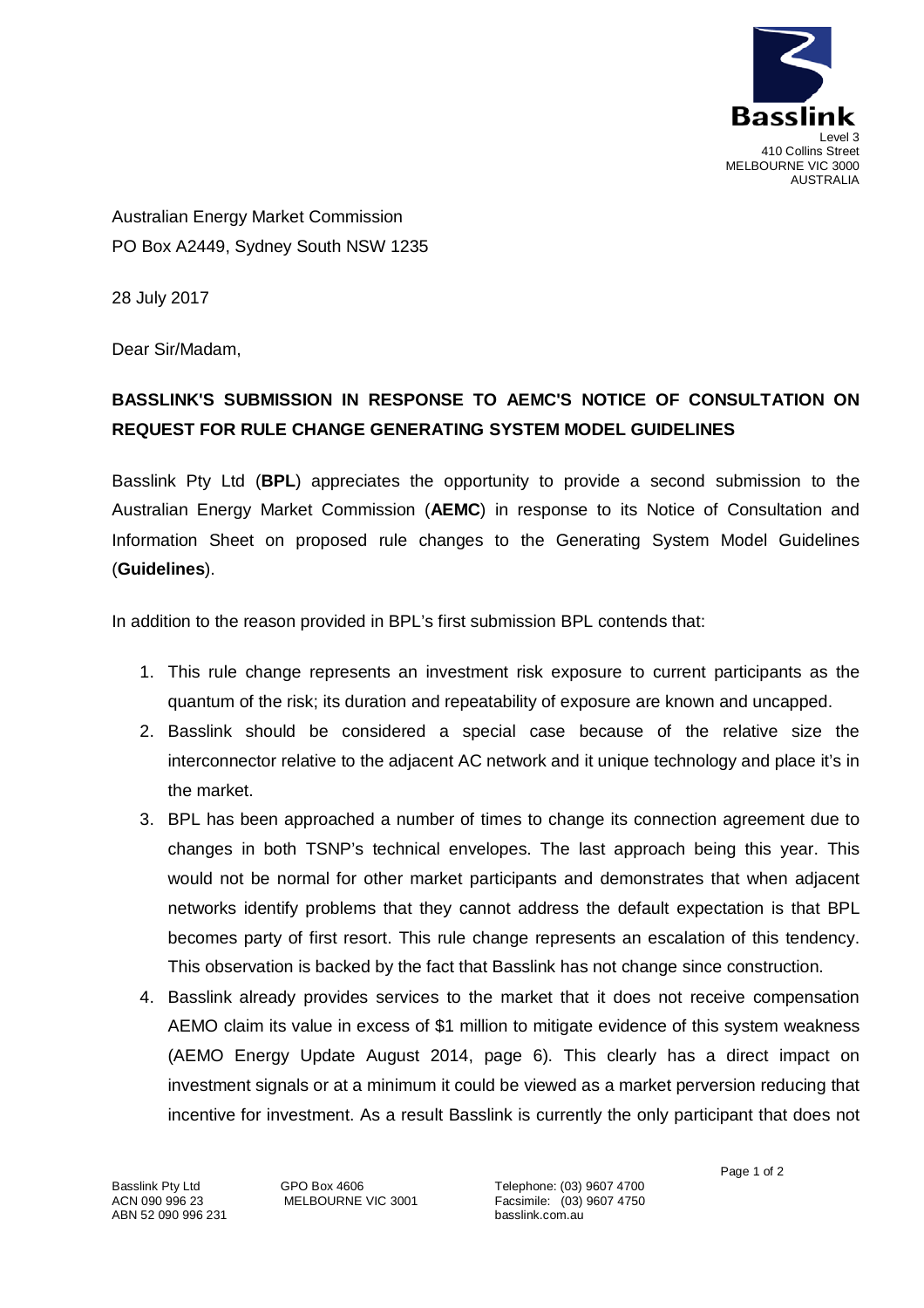**Basslink**
Level 3
410 Collins Street
MELBOURNE VIC 3000
AUSTRALIA

Australian Energy Market Commission
PO Box A2449, Sydney South NSW 1235

28 July 2017

Dear Sir/Madam,

**BASSLINK'S SUBMISSION IN RESPONSE TO AEMC'S NOTICE OF CONSULTATION ON REQUEST FOR RULE CHANGE GENERATING SYSTEM MODEL GUIDELINES**

Basslink Pty Ltd (**BPL**) appreciates the opportunity to provide a second submission to the Australian Energy Market Commission (**AEMC**) in response to its Notice of Consultation and Information Sheet on proposed rule changes to the Generating System Model Guidelines (**Guidelines**).

In addition to the reason provided in BPL's first submission BPL contends that:

1. This rule change represents an investment risk exposure to current participants as the quantum of the risk; its duration and repeatability of exposure are known and uncapped.
2. Basslink should be considered a special case because of the relative size the interconnector relative to the adjacent AC network and it unique technology and place it's in the market.
3. BPL has been approached a number of times to change its connection agreement due to changes in both TSNP's technical envelopes. The last approach being this year. This would not be normal for other market participants and demonstrates that when adjacent networks identify problems that they cannot address the default expectation is that BPL becomes party of first resort. This rule change represents an escalation of this tendency. This observation is backed by the fact that Basslink has not change since construction.
4. Basslink already provides services to the market that it does not receive compensation AEMO claim its value in excess of $1 million to mitigate evidence of this system weakness (AEMO Energy Update August 2014, page 6). This clearly has a direct impact on investment signals or at a minimum it could be viewed as a market perversion reducing that incentive for investment. As a result Basslink is currently the only participant that does not

Basslink Pty Ltd
ACN 090 996 23
ABN 52 090 996 231

GPO Box 4606
MELBOURNE VIC 3001

Telephone: (03) 9607 4700
Facsimile: (03) 9607 4750
basslink.com.au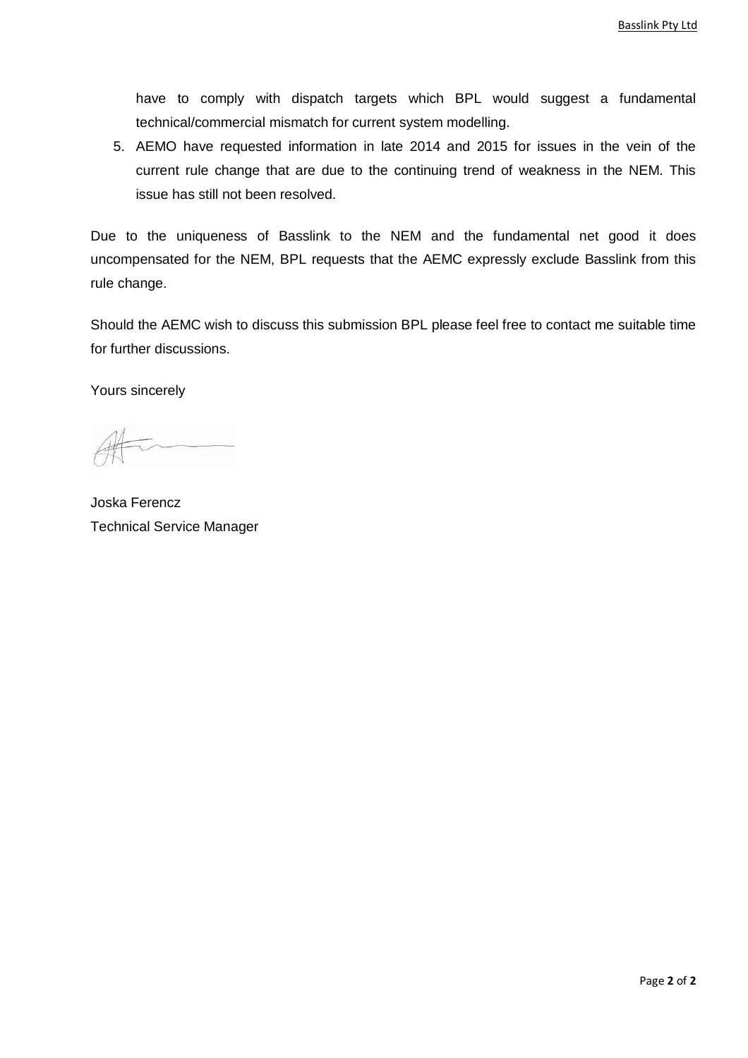have to comply with dispatch targets which BPL would suggest a fundamental technical/commercial mismatch for current system modelling.

5. AEMO have requested information in late 2014 and 2015 for issues in the vein of the current rule change that are due to the continuing trend of weakness in the NEM. This issue has still not been resolved.

Due to the uniqueness of Basslink to the NEM and the fundamental net good it does uncompensated for the NEM, BPL requests that the AEMC expressly exclude Basslink from this rule change.

Should the AEMC wish to discuss this submission BPL please feel free to contact me suitable time for further discussions.

Yours sincerely

Joska Ferencz
Technical Service Manager